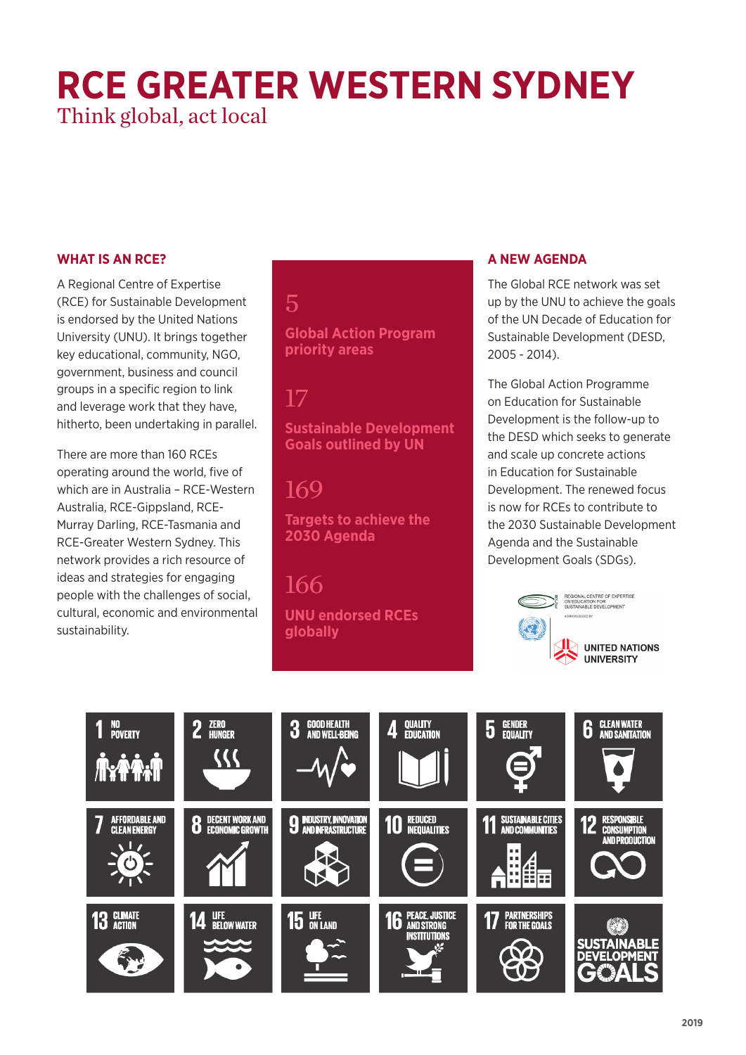# RCE GREATER WESTERN SYDNEY

Think global, act local

## WHAT IS AN RCE?

A Regional Centre of Expertise (RCE) for Sustainable Development is endorsed by the United Nations University (UNU). It brings together key educational, community, NGO, government, business and council groups in a specific region to link and leverage work that they have, hitherto, been undertaking in parallel.

There are more than 160 RCEs operating around the world, five of which are in Australia – RCE-Western Australia, RCE-Gippsland, RCE-Murray Darling, RCE-Tasmania and RCE-Greater Western Sydney. This network provides a rich resource of ideas and strategies for engaging people with the challenges of social, cultural, economic and environmental sustainability.

**5**
**Global Action Program priority areas**

**17**
**Sustainable Development Goals outlined by UN**

**169**
**Targets to achieve the 2030 Agenda**

**166**
**UNU endorsed RCEs globally**

## A NEW AGENDA

The Global RCE network was set up by the UNU to achieve the goals of the UN Decade of Education for Sustainable Development (DESD, 2005 - 2014).

The Global Action Programme on Education for Sustainable Development is the follow-up to the DESD which seeks to generate and scale up concrete actions in Education for Sustainable Development. The renewed focus is now for RCEs to contribute to the 2030 Sustainable Development Agenda and the Sustainable Development Goals (SDGs).

REGIONAL CENTRE OF EXPERTISE ON EDUCATION FOR SUSTAINABLE DEVELOPMENT
ACKNOWLEDGED BY
UNITED NATIONS UNIVERSITY

1 NO POVERTY
2 ZERO HUNGER
3 GOOD HEALTH AND WELL-BEING
4 QUALITY EDUCATION
5 GENDER EQUALITY
6 CLEAN WATER AND SANITATION
7 AFFORDABLE AND CLEAN ENERGY
8 DECENT WORK AND ECONOMIC GROWTH
9 INDUSTRY, INNOVATION AND INFRASTRUCTURE
10 REDUCED INEQUALITIES
11 SUSTAINABLE CITIES AND COMMUNITIES
12 RESPONSIBLE CONSUMPTION AND PRODUCTION
13 CLIMATE ACTION
14 LIFE BELOW WATER
15 LIFE ON LAND
16 PEACE, JUSTICE AND STRONG INSTITUTIONS
17 PARTNERSHIPS FOR THE GOALS

SUSTAINABLE DEVELOPMENT GOALS

2019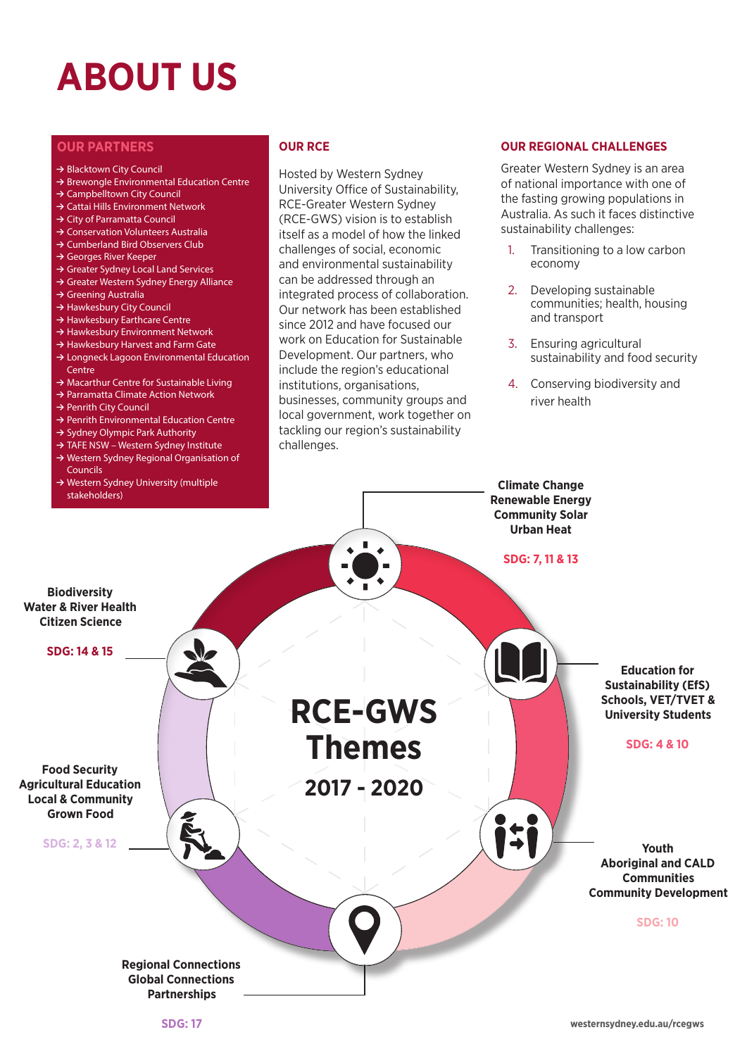# ABOUT US

## OUR PARTNERS

- Blacktown City Council
- Brewongle Environmental Education Centre
- Campbelltown City Council
- Cattai Hills Environment Network
- City of Parramatta Council
- Conservation Volunteers Australia
- Cumberland Bird Observers Club
- Georges River Keeper
- Greater Sydney Local Land Services
- Greater Western Sydney Energy Alliance
- Greening Australia
- Hawkesbury City Council
- Hawkesbury Earthcare Centre
- Hawkesbury Environment Network
- Hawkesbury Harvest and Farm Gate
- Longneck Lagoon Environmental Education Centre
- Macarthur Centre for Sustainable Living
- Parramatta Climate Action Network
- Penrith City Council
- Penrith Environmental Education Centre
- Sydney Olympic Park Authority
- TAFE NSW – Western Sydney Institute
- Western Sydney Regional Organisation of Councils
- Western Sydney University (multiple stakeholders)

## OUR RCE

Hosted by Western Sydney University Office of Sustainability, RCE-Greater Western Sydney (RCE-GWS) vision is to establish itself as a model of how the linked challenges of social, economic and environmental sustainability can be addressed through an integrated process of collaboration. Our network has been established since 2012 and have focused our work on Education for Sustainable Development. Our partners, who include the region's educational institutions, organisations, businesses, community groups and local government, work together on tackling our region's sustainability challenges.

## OUR REGIONAL CHALLENGES

Greater Western Sydney is an area of national importance with one of the fasting growing populations in Australia. As such it faces distinctive sustainability challenges:

1. Transitioning to a low carbon economy
2. Developing sustainable communities; health, housing and transport
3. Ensuring agricultural sustainability and food security
4. Conserving biodiversity and river health

## RCE-GWS Themes 2017 - 2020

**Climate Change**
**Renewable Energy**
**Community Solar**
**Urban Heat**

**SDG: 7, 11 & 13**

**Education for Sustainability (EfS)**
**Schools, VET/TVET & University Students**

**SDG: 4 & 10**

**Youth**
**Aboriginal and CALD Communities**
**Community Development**

**SDG: 10**

**Regional Connections**
**Global Connections**
**Partnerships**

**SDG: 17**

**Food Security**
**Agricultural Education**
**Local & Community Grown Food**

**SDG: 2, 3 & 12**

**Biodiversity**
**Water & River Health**
**Citizen Science**

**SDG: 14 & 15**

westernsydney.edu.au/rcegws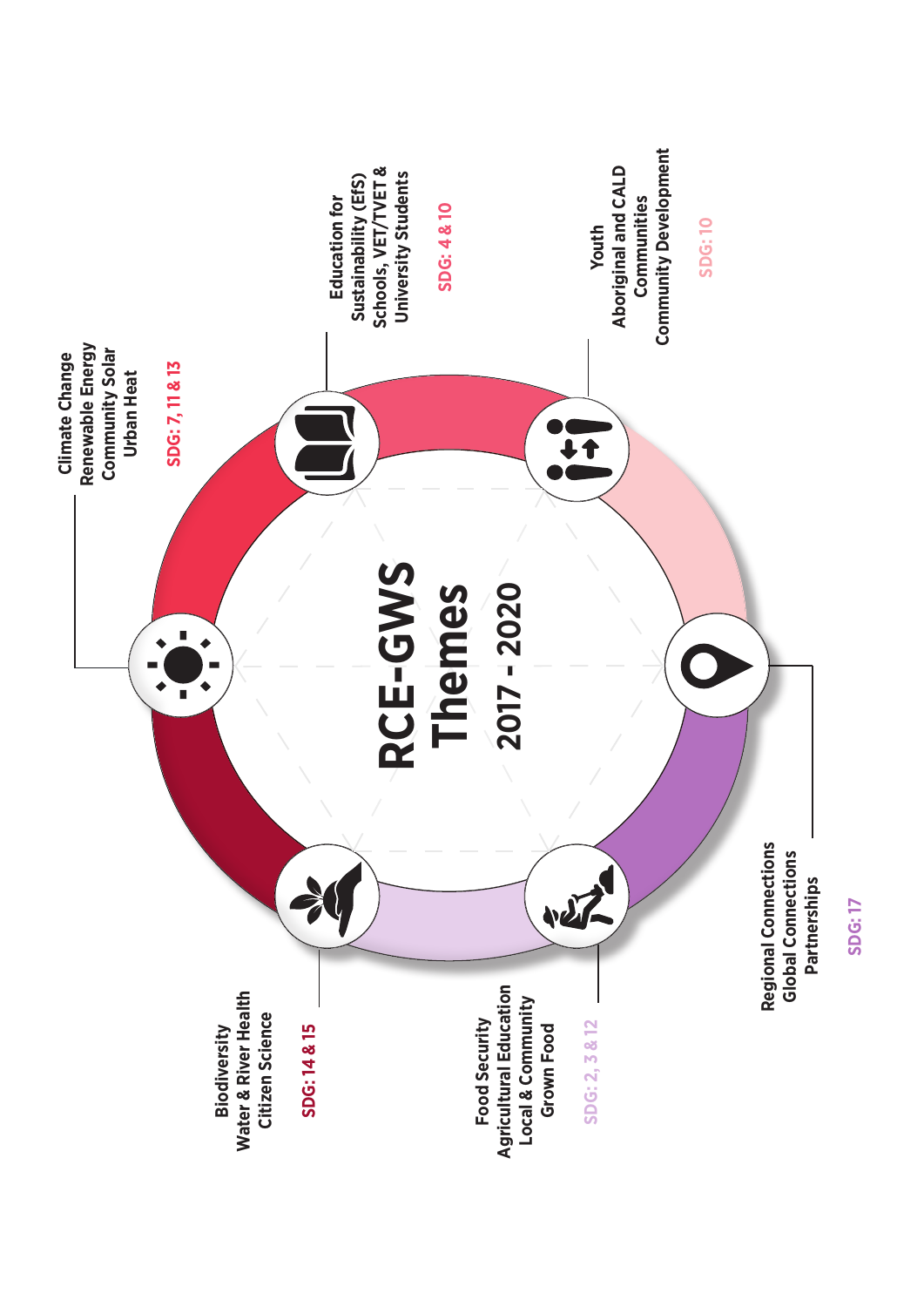# RCE-GWS Themes 2017 - 2020

**Climate Change**
**Renewable Energy**
**Community Solar**
**Urban Heat**

**SDG: 7, 11 & 13**

**Education for Sustainability (EfS)**
**Schools, VET/TVET &**
**University Students**

**SDG: 4 & 10**

**Youth**
**Aboriginal and CALD Communities**
**Community Development**

**SDG: 10**

**Regional Connections**
**Global Connections**
**Partnerships**

**SDG: 17**

**Food Security**
**Agricultural Education**
**Local & Community Grown Food**

**SDG: 2, 3 & 12**

**Biodiversity**
**Water & River Health**
**Citizen Science**

**SDG: 14 & 15**